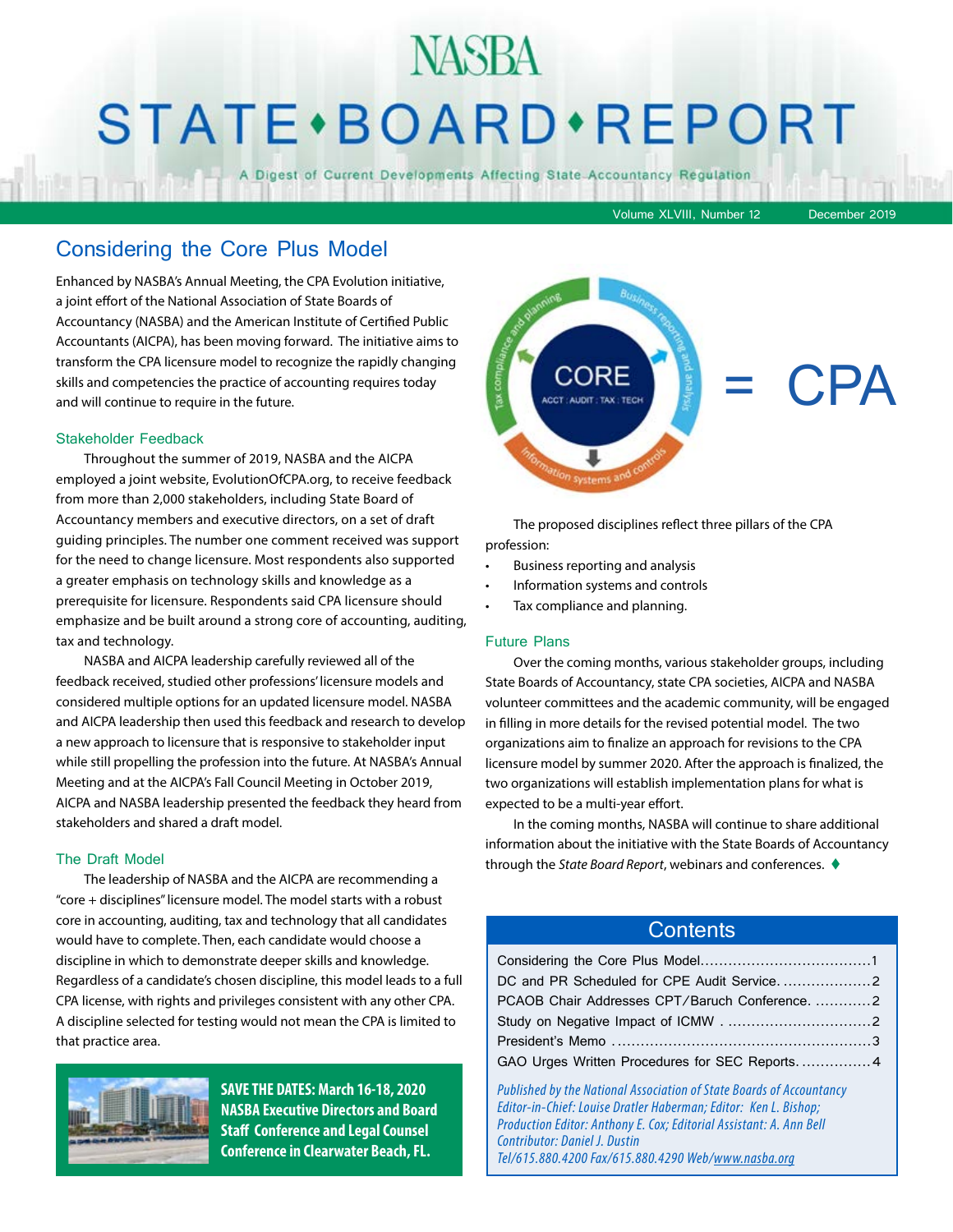# NASBA STATE•BOARD•REPORT

A Digest of Current Developments Affecting State Accountancy Regulation

## Considering the Core Plus Model

Enhanced by NASBA's Annual Meeting, the CPA Evolution initiative, a joint effort of the National Association of State Boards of Accountancy (NASBA) and the American Institute of Certified Public Accountants (AICPA), has been moving forward. The initiative aims to transform the CPA licensure model to recognize the rapidly changing skills and competencies the practice of accounting requires today and will continue to require in the future.

### Stakeholder Feedback

Throughout the summer of 2019, NASBA and the AICPA employed a joint website, EvolutionOfCPA.org, to receive feedback from more than 2,000 stakeholders, including State Board of Accountancy members and executive directors, on a set of draft guiding principles. The number one comment received was support for the need to change licensure. Most respondents also supported a greater emphasis on technology skills and knowledge as a prerequisite for licensure. Respondents said CPA licensure should emphasize and be built around a strong core of accounting, auditing, tax and technology.

NASBA and AICPA leadership carefully reviewed all of the feedback received, studied other professions' licensure models and considered multiple options for an updated licensure model. NASBA and AICPA leadership then used this feedback and research to develop a new approach to licensure that is responsive to stakeholder input while still propelling the profession into the future. At NASBA's Annual Meeting and at the AICPA's Fall Council Meeting in October 2019, AICPA and NASBA leadership presented the feedback they heard from stakeholders and shared a draft model.

### The Draft Model

The leadership of NASBA and the AICPA are recommending a "core + disciplines" licensure model. The model starts with a robust core in accounting, auditing, tax and technology that all candidates would have to complete. Then, each candidate would choose a discipline in which to demonstrate deeper skills and knowledge. Regardless of a candidate's chosen discipline, this model leads to a full CPA license, with rights and privileges consistent with any other CPA. A discipline selected for testing would not mean the CPA is limited to that practice area.

**SAVE THE DATES: March 16-18, 2020 NASBA Executive Directors and Board Staff Conference and Legal Counsel Conference in Clearwater Beach, FL.**

CORE
ACCT : AUDIT : TAX : TECH
Business reporting and analysis
Information systems and controls
Tax compliance and planning
= CPA

The proposed disciplines reflect three pillars of the CPA profession:

- Business reporting and analysis
- Information systems and controls
- Tax compliance and planning.

### Future Plans

Over the coming months, various stakeholder groups, including State Boards of Accountancy, state CPA societies, AICPA and NASBA volunteer committees and the academic community, will be engaged in filling in more details for the revised potential model. The two organizations aim to finalize an approach for revisions to the CPA licensure model by summer 2020. After the approach is finalized, the two organizations will establish implementation plans for what is expected to be a multi-year effort.

In the coming months, NASBA will continue to share additional information about the initiative with the State Boards of Accountancy through the *State Board Report*, webinars and conferences. ♦

### Contents

| | |
|---|---|
| Considering the Core Plus Model | 1 |
| DC and PR Scheduled for CPE Audit Service | 2 |
| PCAOB Chair Addresses CPT/Baruch Conference | 2 |
| Study on Negative Impact of ICMW | 2 |
| President's Memo | 3 |
| GAO Urges Written Procedures for SEC Reports | 4 |

*Published by the National Association of State Boards of Accountancy*
*Editor-in-Chief: Louise Dratler Haberman; Editor: Ken L. Bishop;*
*Production Editor: Anthony E. Cox; Editorial Assistant: A. Ann Bell*
*Contributor: Daniel J. Dustin*
*Tel/615.880.4200 Fax/615.880.4290 Web/www.nasba.org*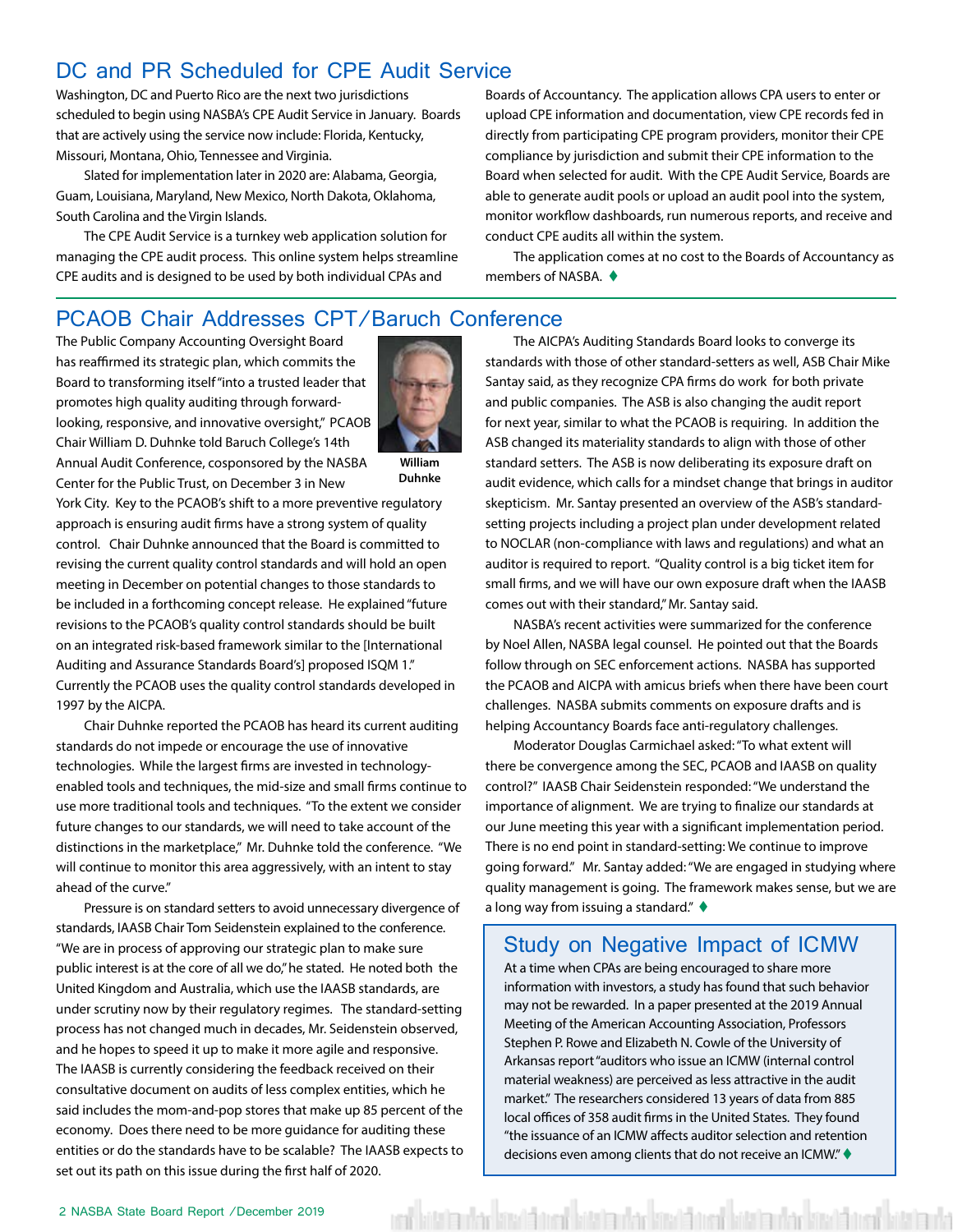## DC and PR Scheduled for CPE Audit Service

Washington, DC and Puerto Rico are the next two jurisdictions scheduled to begin using NASBA's CPE Audit Service in January. Boards that are actively using the service now include: Florida, Kentucky, Missouri, Montana, Ohio, Tennessee and Virginia.

Slated for implementation later in 2020 are: Alabama, Georgia, Guam, Louisiana, Maryland, New Mexico, North Dakota, Oklahoma, South Carolina and the Virgin Islands.

The CPE Audit Service is a turnkey web application solution for managing the CPE audit process. This online system helps streamline CPE audits and is designed to be used by both individual CPAs and Boards of Accountancy. The application allows CPA users to enter or upload CPE information and documentation, view CPE records fed in directly from participating CPE program providers, monitor their CPE compliance by jurisdiction and submit their CPE information to the Board when selected for audit. With the CPE Audit Service, Boards are able to generate audit pools or upload an audit pool into the system, monitor workflow dashboards, run numerous reports, and receive and conduct CPE audits all within the system.

The application comes at no cost to the Boards of Accountancy as members of NASBA. ♦

## PCAOB Chair Addresses CPT/Baruch Conference

William Duhnke

The Public Company Accounting Oversight Board has reaffirmed its strategic plan, which commits the Board to transforming itself "into a trusted leader that promotes high quality auditing through forward-looking, responsive, and innovative oversight," PCAOB Chair William D. Duhnke told Baruch College's 14th Annual Audit Conference, cosponsored by the NASBA Center for the Public Trust, on December 3 in New York City. Key to the PCAOB's shift to a more preventive regulatory approach is ensuring audit firms have a strong system of quality control. Chair Duhnke announced that the Board is committed to revising the current quality control standards and will hold an open meeting in December on potential changes to those standards to be included in a forthcoming concept release. He explained "future revisions to the PCAOB's quality control standards should be built on an integrated risk-based framework similar to the [International Auditing and Assurance Standards Board's] proposed ISQM 1." Currently the PCAOB uses the quality control standards developed in 1997 by the AICPA.

Chair Duhnke reported the PCAOB has heard its current auditing standards do not impede or encourage the use of innovative technologies. While the largest firms are invested in technology-enabled tools and techniques, the mid-size and small firms continue to use more traditional tools and techniques. "To the extent we consider future changes to our standards, we will need to take account of the distinctions in the marketplace," Mr. Duhnke told the conference. "We will continue to monitor this area aggressively, with an intent to stay ahead of the curve."

Pressure is on standard setters to avoid unnecessary divergence of standards, IAASB Chair Tom Seidenstein explained to the conference. "We are in process of approving our strategic plan to make sure public interest is at the core of all we do," he stated. He noted both the United Kingdom and Australia, which use the IAASB standards, are under scrutiny now by their regulatory regimes. The standard-setting process has not changed much in decades, Mr. Seidenstein observed, and he hopes to speed it up to make it more agile and responsive. The IAASB is currently considering the feedback received on their consultative document on audits of less complex entities, which he said includes the mom-and-pop stores that make up 85 percent of the economy. Does there need to be more guidance for auditing these entities or do the standards have to be scalable? The IAASB expects to set out its path on this issue during the first half of 2020.

The AICPA's Auditing Standards Board looks to converge its standards with those of other standard-setters as well, ASB Chair Mike Santay said, as they recognize CPA firms do work for both private and public companies. The ASB is also changing the audit report for next year, similar to what the PCAOB is requiring. In addition the ASB changed its materiality standards to align with those of other standard setters. The ASB is now deliberating its exposure draft on audit evidence, which calls for a mindset change that brings in auditor skepticism. Mr. Santay presented an overview of the ASB's standard-setting projects including a project plan under development related to NOCLAR (non-compliance with laws and regulations) and what an auditor is required to report. "Quality control is a big ticket item for small firms, and we will have our own exposure draft when the IAASB comes out with their standard," Mr. Santay said.

NASBA's recent activities were summarized for the conference by Noel Allen, NASBA legal counsel. He pointed out that the Boards follow through on SEC enforcement actions. NASBA has supported the PCAOB and AICPA with amicus briefs when there have been court challenges. NASBA submits comments on exposure drafts and is helping Accountancy Boards face anti-regulatory challenges.

Moderator Douglas Carmichael asked: "To what extent will there be convergence among the SEC, PCAOB and IAASB on quality control?" IAASB Chair Seidenstein responded: "We understand the importance of alignment. We are trying to finalize our standards at our June meeting this year with a significant implementation period. There is no end point in standard-setting: We continue to improve going forward." Mr. Santay added: "We are engaged in studying where quality management is going. The framework makes sense, but we are a long way from issuing a standard." ♦

## Study on Negative Impact of ICMW

At a time when CPAs are being encouraged to share more information with investors, a study has found that such behavior may not be rewarded. In a paper presented at the 2019 Annual Meeting of the American Accounting Association, Professors Stephen P. Rowe and Elizabeth N. Cowle of the University of Arkansas report "auditors who issue an ICMW (internal control material weakness) are perceived as less attractive in the audit market." The researchers considered 13 years of data from 885 local offices of 358 audit firms in the United States. They found "the issuance of an ICMW affects auditor selection and retention decisions even among clients that do not receive an ICMW." ♦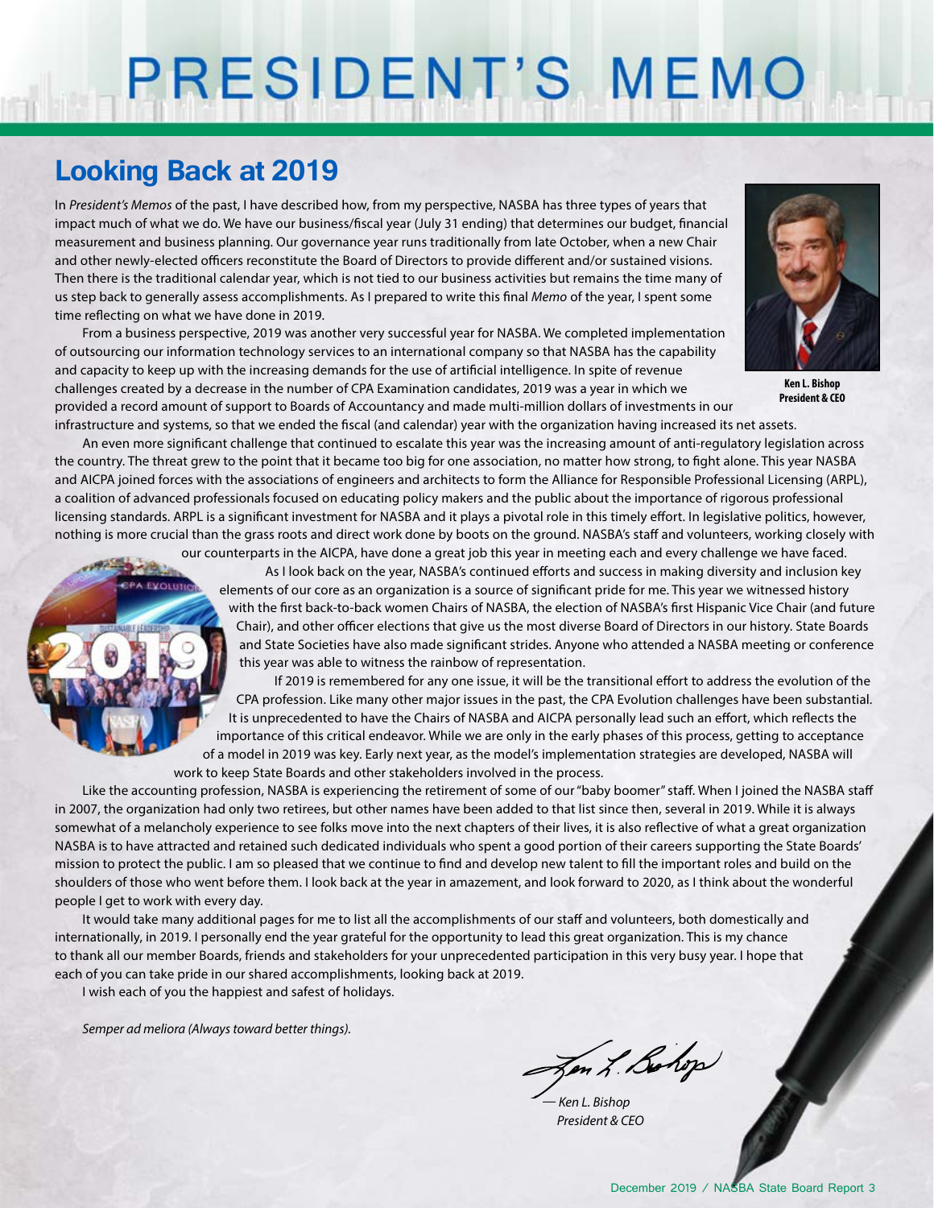# PRESIDENT'S MEMO

## Looking Back at 2019

In *President's Memos* of the past, I have described how, from my perspective, NASBA has three types of years that impact much of what we do. We have our business/fiscal year (July 31 ending) that determines our budget, financial measurement and business planning. Our governance year runs traditionally from late October, when a new Chair and other newly-elected officers reconstitute the Board of Directors to provide different and/or sustained visions. Then there is the traditional calendar year, which is not tied to our business activities but remains the time many of us step back to generally assess accomplishments. As I prepared to write this final *Memo* of the year, I spent some time reflecting on what we have done in 2019.

Ken L. Bishop
President & CEO

From a business perspective, 2019 was another very successful year for NASBA. We completed implementation of outsourcing our information technology services to an international company so that NASBA has the capability and capacity to keep up with the increasing demands for the use of artificial intelligence. In spite of revenue challenges created by a decrease in the number of CPA Examination candidates, 2019 was a year in which we provided a record amount of support to Boards of Accountancy and made multi-million dollars of investments in our infrastructure and systems, so that we ended the fiscal (and calendar) year with the organization having increased its net assets.

An even more significant challenge that continued to escalate this year was the increasing amount of anti-regulatory legislation across the country. The threat grew to the point that it became too big for one association, no matter how strong, to fight alone. This year NASBA and AICPA joined forces with the associations of engineers and architects to form the Alliance for Responsible Professional Licensing (ARPL), a coalition of advanced professionals focused on educating policy makers and the public about the importance of rigorous professional licensing standards. ARPL is a significant investment for NASBA and it plays a pivotal role in this timely effort. In legislative politics, however, nothing is more crucial than the grass roots and direct work done by boots on the ground. NASBA's staff and volunteers, working closely with our counterparts in the AICPA, have done a great job this year in meeting each and every challenge we have faced.

As I look back on the year, NASBA's continued efforts and success in making diversity and inclusion key elements of our core as an organization is a source of significant pride for me. This year we witnessed history with the first back-to-back women Chairs of NASBA, the election of NASBA's first Hispanic Vice Chair (and future Chair), and other officer elections that give us the most diverse Board of Directors in our history. State Boards and State Societies have also made significant strides. Anyone who attended a NASBA meeting or conference this year was able to witness the rainbow of representation.

If 2019 is remembered for any one issue, it will be the transitional effort to address the evolution of the CPA profession. Like many other major issues in the past, the CPA Evolution challenges have been substantial. It is unprecedented to have the Chairs of NASBA and AICPA personally lead such an effort, which reflects the importance of this critical endeavor. While we are only in the early phases of this process, getting to acceptance of a model in 2019 was key. Early next year, as the model's implementation strategies are developed, NASBA will work to keep State Boards and other stakeholders involved in the process.

Like the accounting profession, NASBA is experiencing the retirement of some of our "baby boomer" staff. When I joined the NASBA staff in 2007, the organization had only two retirees, but other names have been added to that list since then, several in 2019. While it is always somewhat of a melancholy experience to see folks move into the next chapters of their lives, it is also reflective of what a great organization NASBA is to have attracted and retained such dedicated individuals who spent a good portion of their careers supporting the State Boards' mission to protect the public. I am so pleased that we continue to find and develop new talent to fill the important roles and build on the shoulders of those who went before them. I look back at the year in amazement, and look forward to 2020, as I think about the wonderful people I get to work with every day.

It would take many additional pages for me to list all the accomplishments of our staff and volunteers, both domestically and internationally, in 2019. I personally end the year grateful for the opportunity to lead this great organization. This is my chance to thank all our member Boards, friends and stakeholders for your unprecedented participation in this very busy year. I hope that each of you can take pride in our shared accomplishments, looking back at 2019.

I wish each of you the happiest and safest of holidays.

*Semper ad meliora (Always toward better things).*

*— Ken L. Bishop*
*President & CEO*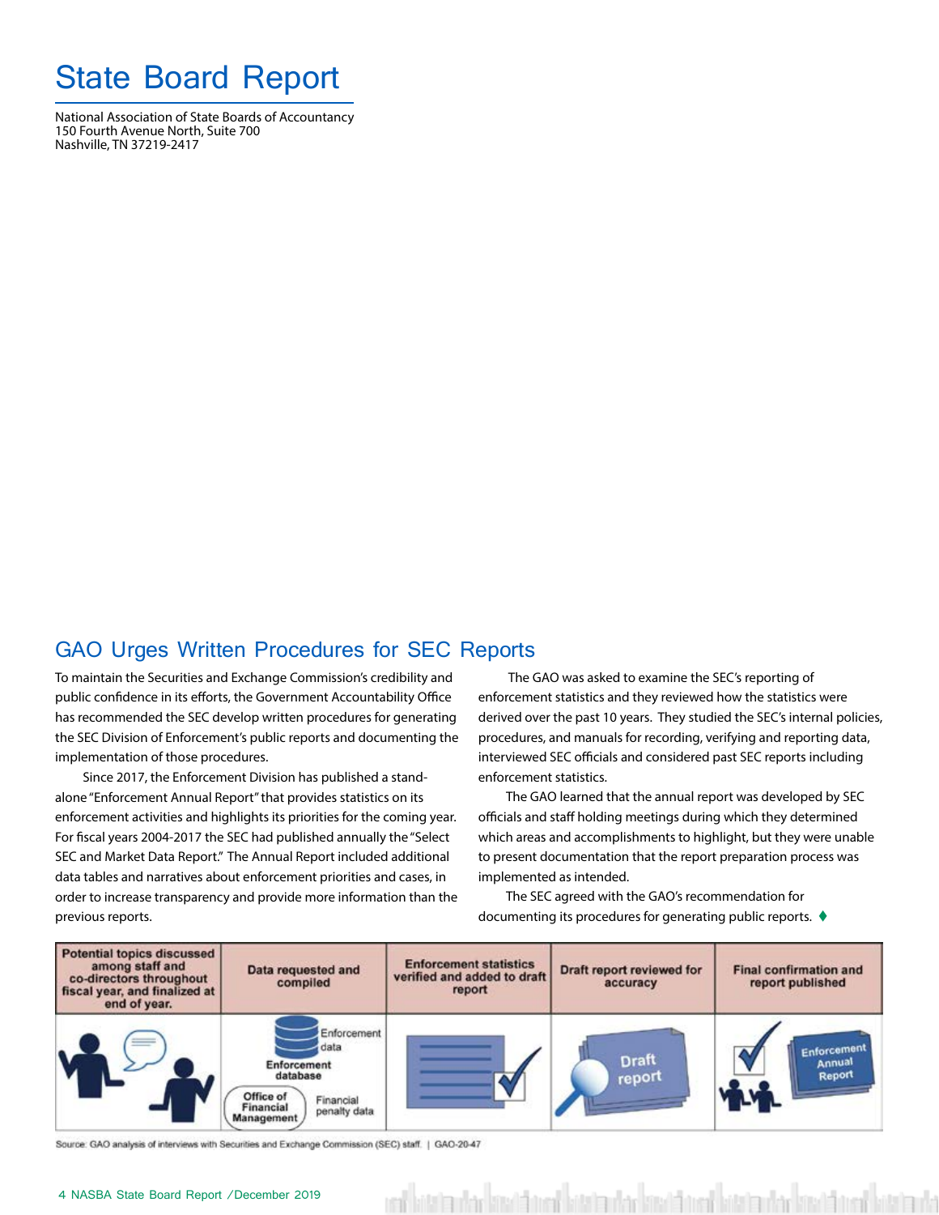# State Board Report

National Association of State Boards of Accountancy
150 Fourth Avenue North, Suite 700
Nashville, TN 37219-2417

## GAO Urges Written Procedures for SEC Reports

To maintain the Securities and Exchange Commission's credibility and public confidence in its efforts, the Government Accountability Office has recommended the SEC develop written procedures for generating the SEC Division of Enforcement's public reports and documenting the implementation of those procedures.

Since 2017, the Enforcement Division has published a stand-alone "Enforcement Annual Report" that provides statistics on its enforcement activities and highlights its priorities for the coming year. For fiscal years 2004-2017 the SEC had published annually the "Select SEC and Market Data Report." The Annual Report included additional data tables and narratives about enforcement priorities and cases, in order to increase transparency and provide more information than the previous reports.

The GAO was asked to examine the SEC's reporting of enforcement statistics and they reviewed how the statistics were derived over the past 10 years. They studied the SEC's internal policies, procedures, and manuals for recording, verifying and reporting data, interviewed SEC officials and considered past SEC reports including enforcement statistics.

The GAO learned that the annual report was developed by SEC officials and staff holding meetings during which they determined which areas and accomplishments to highlight, but they were unable to present documentation that the report preparation process was implemented as intended.

The SEC agreed with the GAO's recommendation for documenting its procedures for generating public reports. ♦

| Potential topics discussed among staff and co-directors throughout fiscal year, and finalized at end of year. | Data requested and compiled | Enforcement statistics verified and added to draft report | Draft report reviewed for accuracy | Final confirmation and report published |
|---|---|---|---|---|
| | Enforcement data; Enforcement database; Office of Financial Management; Financial penalty data | | Draft report | Enforcement Annual Report |

Source: GAO analysis of interviews with Securities and Exchange Commission (SEC) staff. | GAO-20-47